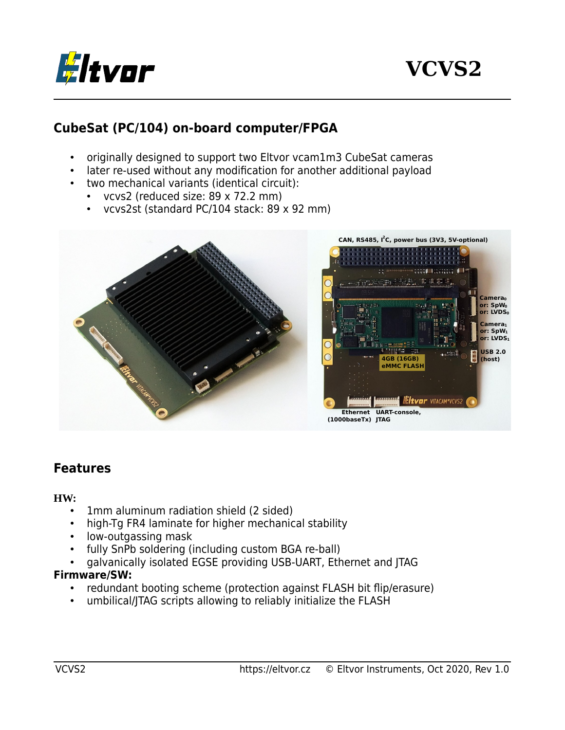# VCVS2

## CubeSat (PC/104) on-board computer/FPGA

- originally designed to support two Eltvor vcam1m3 CubeSat cameras
- later re-used without any modification for another additional payload
- two mechanical variants (identical circuit):
  - vcvs2 (reduced size: 89 x 72.2 mm)
  - vcvs2st (standard PC/104 stack: 89 x 92 mm)

## Features

**HW:**

- 1mm aluminum radiation shield (2 sided)
- high-Tg FR4 laminate for higher mechanical stability
- low-outgassing mask
- fully SnPb soldering (including custom BGA re-ball)
- galvanically isolated EGSE providing USB-UART, Ethernet and JTAG

**Firmware/SW:**

- redundant booting scheme (protection against FLASH bit flip/erasure)
- umbilical/JTAG scripts allowing to reliably initialize the FLASH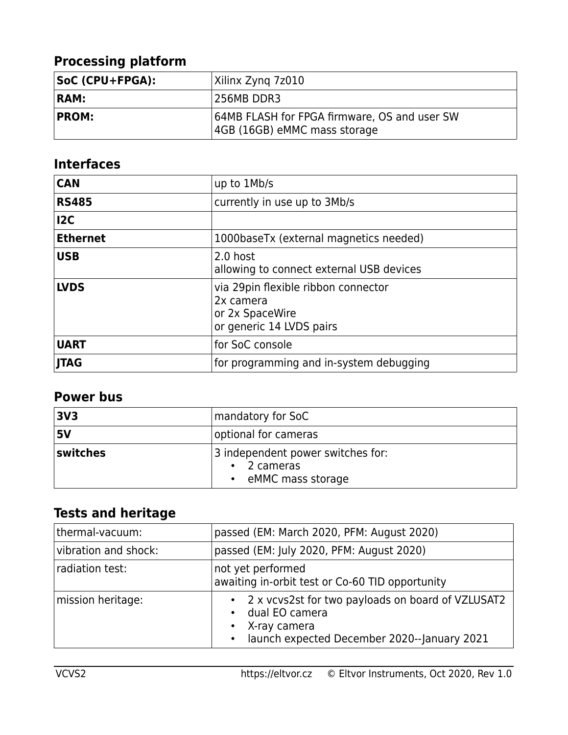## Processing platform

| | |
|---|---|
| **SoC (CPU+FPGA):** | Xilinx Zynq 7z010 |
| **RAM:** | 256MB DDR3 |
| **PROM:** | 64MB FLASH for FPGA firmware, OS and user SW<br>4GB (16GB) eMMC mass storage |

## Interfaces

| | |
|---|---|
| **CAN** | up to 1Mb/s |
| **RS485** | currently in use up to 3Mb/s |
| **I2C** | |
| **Ethernet** | 1000baseTx (external magnetics needed) |
| **USB** | 2.0 host<br>allowing to connect external USB devices |
| **LVDS** | via 29pin flexible ribbon connector<br>2x camera<br>or 2x SpaceWire<br>or generic 14 LVDS pairs |
| **UART** | for SoC console |
| **JTAG** | for programming and in-system debugging |

## Power bus

| | |
|---|---|
| **3V3** | mandatory for SoC |
| **5V** | optional for cameras |
| **switches** | 3 independent power switches for:<br>• 2 cameras<br>• eMMC mass storage |

## Tests and heritage

| | |
|---|---|
| thermal-vacuum: | passed (EM: March 2020, PFM: August 2020) |
| vibration and shock: | passed (EM: July 2020, PFM: August 2020) |
| radiation test: | not yet performed<br>awaiting in-orbit test or Co-60 TID opportunity |
| mission heritage: | • 2 x vcvs2st for two payloads on board of VZLUSAT2<br>• dual EO camera<br>• X-ray camera<br>• launch expected December 2020--January 2021 |

VCVS2 https://eltvor.cz © Eltvor Instruments, Oct 2020, Rev 1.0